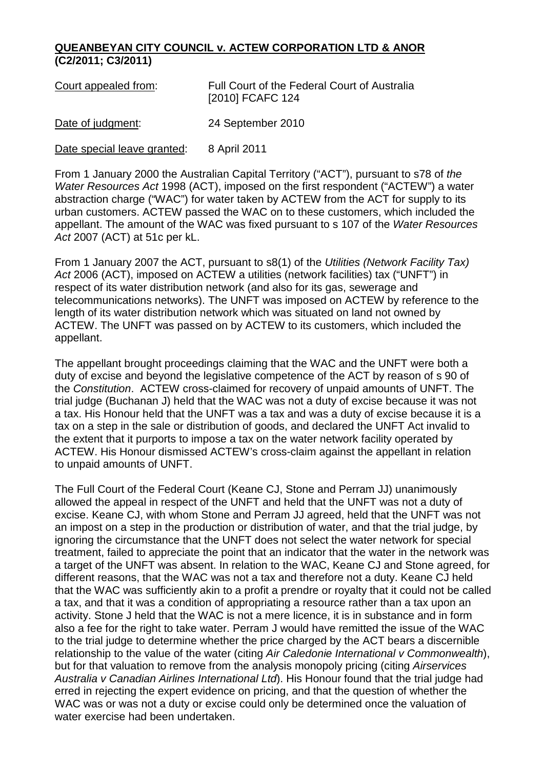**QUEANBEYAN CITY COUNCIL v. ACTEW CORPORATION LTD & ANOR (C2/2011; C3/2011)**

| | |
|---|---|
| Court appealed from: | Full Court of the Federal Court of Australia [2010] FCAFC 124 |
| Date of judgment: | 24 September 2010 |
| Date special leave granted: | 8 April 2011 |

From 1 January 2000 the Australian Capital Territory ("ACT"), pursuant to s78 of *the Water Resources Act* 1998 (ACT), imposed on the first respondent ("ACTEW") a water abstraction charge ("WAC") for water taken by ACTEW from the ACT for supply to its urban customers. ACTEW passed the WAC on to these customers, which included the appellant. The amount of the WAC was fixed pursuant to s 107 of the *Water Resources Act* 2007 (ACT) at 51c per kL.

From 1 January 2007 the ACT, pursuant to s8(1) of the *Utilities (Network Facility Tax) Act* 2006 (ACT), imposed on ACTEW a utilities (network facilities) tax ("UNFT") in respect of its water distribution network (and also for its gas, sewerage and telecommunications networks). The UNFT was imposed on ACTEW by reference to the length of its water distribution network which was situated on land not owned by ACTEW. The UNFT was passed on by ACTEW to its customers, which included the appellant.

The appellant brought proceedings claiming that the WAC and the UNFT were both a duty of excise and beyond the legislative competence of the ACT by reason of s 90 of the *Constitution*. ACTEW cross-claimed for recovery of unpaid amounts of UNFT. The trial judge (Buchanan J) held that the WAC was not a duty of excise because it was not a tax. His Honour held that the UNFT was a tax and was a duty of excise because it is a tax on a step in the sale or distribution of goods, and declared the UNFT Act invalid to the extent that it purports to impose a tax on the water network facility operated by ACTEW. His Honour dismissed ACTEW's cross-claim against the appellant in relation to unpaid amounts of UNFT.

The Full Court of the Federal Court (Keane CJ, Stone and Perram JJ) unanimously allowed the appeal in respect of the UNFT and held that the UNFT was not a duty of excise. Keane CJ, with whom Stone and Perram JJ agreed, held that the UNFT was not an impost on a step in the production or distribution of water, and that the trial judge, by ignoring the circumstance that the UNFT does not select the water network for special treatment, failed to appreciate the point that an indicator that the water in the network was a target of the UNFT was absent. In relation to the WAC, Keane CJ and Stone agreed, for different reasons, that the WAC was not a tax and therefore not a duty. Keane CJ held that the WAC was sufficiently akin to a profit a prendre or royalty that it could not be called a tax, and that it was a condition of appropriating a resource rather than a tax upon an activity. Stone J held that the WAC is not a mere licence, it is in substance and in form also a fee for the right to take water. Perram J would have remitted the issue of the WAC to the trial judge to determine whether the price charged by the ACT bears a discernible relationship to the value of the water (citing *Air Caledonie International v Commonwealth*), but for that valuation to remove from the analysis monopoly pricing (citing *Airservices Australia v Canadian Airlines International Ltd*). His Honour found that the trial judge had erred in rejecting the expert evidence on pricing, and that the question of whether the WAC was or was not a duty or excise could only be determined once the valuation of water exercise had been undertaken.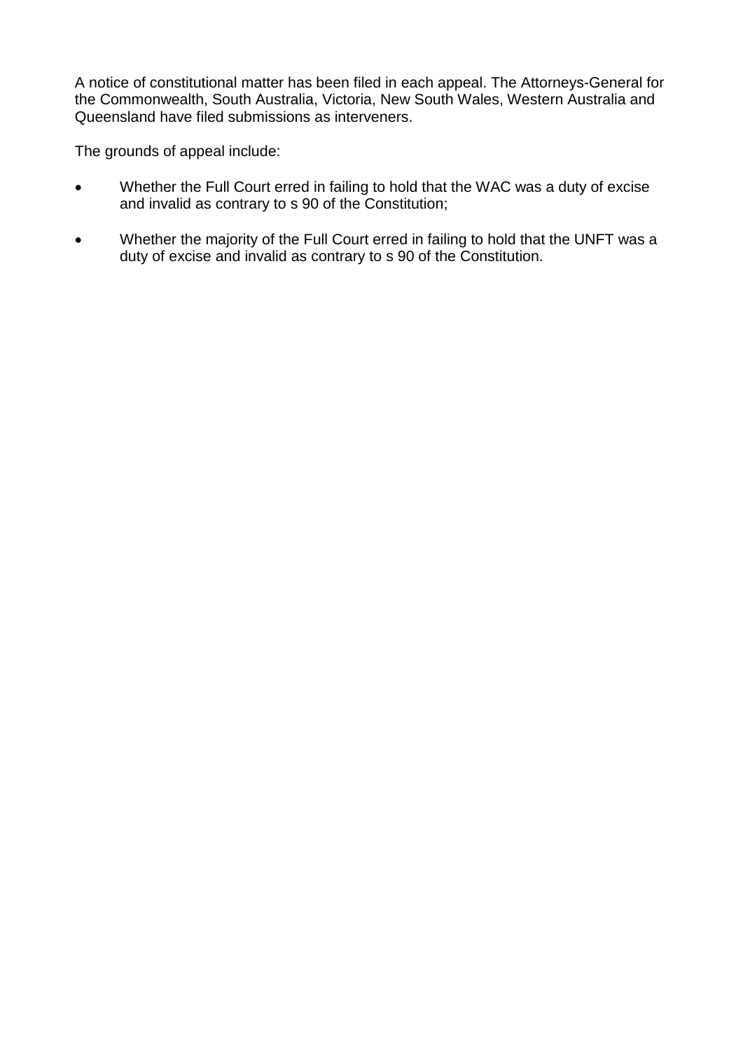A notice of constitutional matter has been filed in each appeal. The Attorneys-General for the Commonwealth, South Australia, Victoria, New South Wales, Western Australia and Queensland have filed submissions as interveners.

The grounds of appeal include:

- Whether the Full Court erred in failing to hold that the WAC was a duty of excise and invalid as contrary to s 90 of the Constitution;
- Whether the majority of the Full Court erred in failing to hold that the UNFT was a duty of excise and invalid as contrary to s 90 of the Constitution.